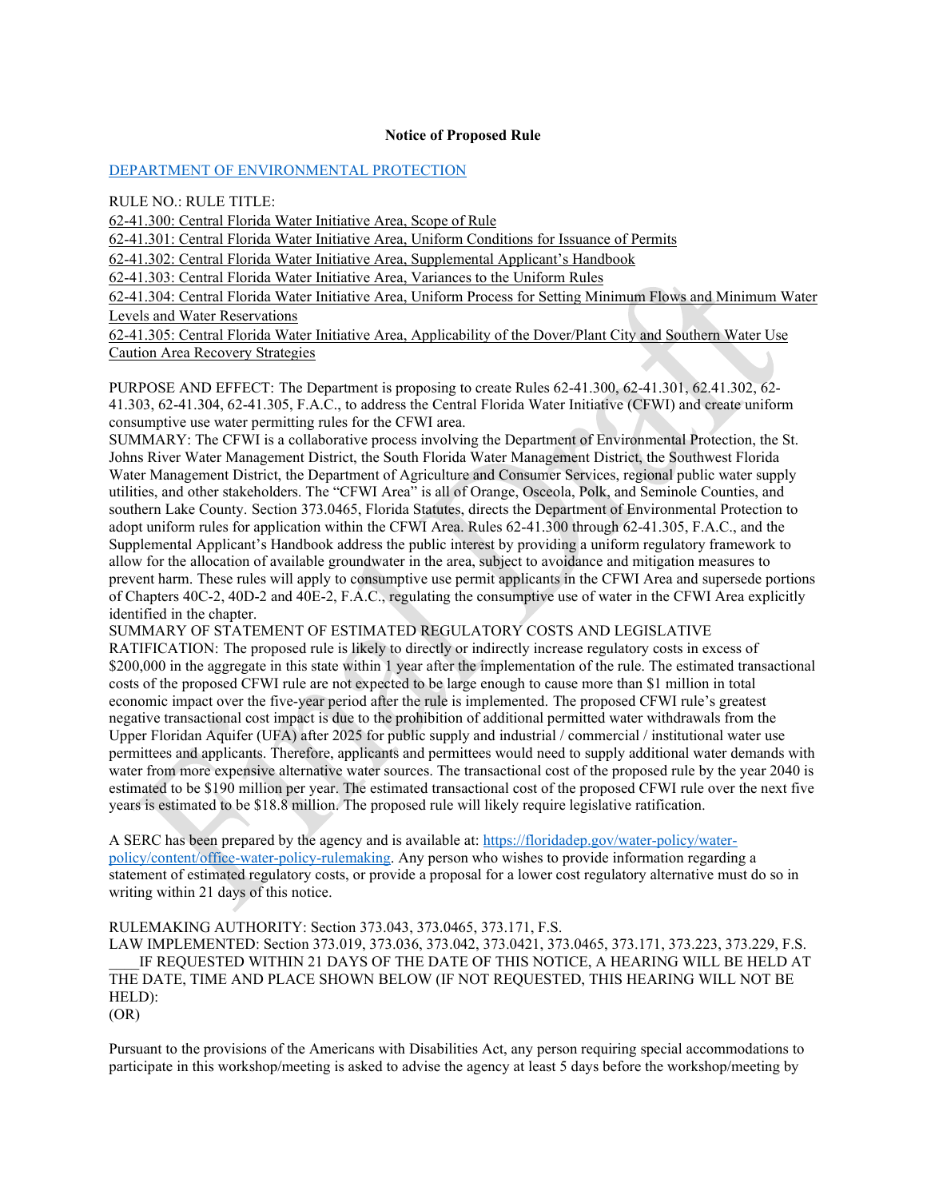**Notice of Proposed Rule**

DEPARTMENT OF ENVIRONMENTAL PROTECTION

RULE NO.: RULE TITLE:

62-41.300: Central Florida Water Initiative Area, Scope of Rule

62-41.301: Central Florida Water Initiative Area, Uniform Conditions for Issuance of Permits

62-41.302: Central Florida Water Initiative Area, Supplemental Applicant's Handbook

62-41.303: Central Florida Water Initiative Area, Variances to the Uniform Rules

62-41.304: Central Florida Water Initiative Area, Uniform Process for Setting Minimum Flows and Minimum Water Levels and Water Reservations

62-41.305: Central Florida Water Initiative Area, Applicability of the Dover/Plant City and Southern Water Use Caution Area Recovery Strategies

PURPOSE AND EFFECT: The Department is proposing to create Rules 62-41.300, 62-41.301, 62.41.302, 62-41.303, 62-41.304, 62-41.305, F.A.C., to address the Central Florida Water Initiative (CFWI) and create uniform consumptive use water permitting rules for the CFWI area.

SUMMARY: The CFWI is a collaborative process involving the Department of Environmental Protection, the St. Johns River Water Management District, the South Florida Water Management District, the Southwest Florida Water Management District, the Department of Agriculture and Consumer Services, regional public water supply utilities, and other stakeholders. The "CFWI Area" is all of Orange, Osceola, Polk, and Seminole Counties, and southern Lake County. Section 373.0465, Florida Statutes, directs the Department of Environmental Protection to adopt uniform rules for application within the CFWI Area. Rules 62-41.300 through 62-41.305, F.A.C., and the Supplemental Applicant's Handbook address the public interest by providing a uniform regulatory framework to allow for the allocation of available groundwater in the area, subject to avoidance and mitigation measures to prevent harm. These rules will apply to consumptive use permit applicants in the CFWI Area and supersede portions of Chapters 40C-2, 40D-2 and 40E-2, F.A.C., regulating the consumptive use of water in the CFWI Area explicitly identified in the chapter.

SUMMARY OF STATEMENT OF ESTIMATED REGULATORY COSTS AND LEGISLATIVE RATIFICATION: The proposed rule is likely to directly or indirectly increase regulatory costs in excess of $200,000 in the aggregate in this state within 1 year after the implementation of the rule. The estimated transactional costs of the proposed CFWI rule are not expected to be large enough to cause more than $1 million in total economic impact over the five-year period after the rule is implemented. The proposed CFWI rule's greatest negative transactional cost impact is due to the prohibition of additional permitted water withdrawals from the Upper Floridan Aquifer (UFA) after 2025 for public supply and industrial / commercial / institutional water use permittees and applicants. Therefore, applicants and permittees would need to supply additional water demands with water from more expensive alternative water sources. The transactional cost of the proposed rule by the year 2040 is estimated to be $190 million per year. The estimated transactional cost of the proposed CFWI rule over the next five years is estimated to be $18.8 million. The proposed rule will likely require legislative ratification.

A SERC has been prepared by the agency and is available at: https://floridadep.gov/water-policy/water-policy/content/office-water-policy-rulemaking. Any person who wishes to provide information regarding a statement of estimated regulatory costs, or provide a proposal for a lower cost regulatory alternative must do so in writing within 21 days of this notice.

RULEMAKING AUTHORITY: Section 373.043, 373.0465, 373.171, F.S.

LAW IMPLEMENTED: Section 373.019, 373.036, 373.042, 373.0421, 373.0465, 373.171, 373.223, 373.229, F.S.

____IF REQUESTED WITHIN 21 DAYS OF THE DATE OF THIS NOTICE, A HEARING WILL BE HELD AT THE DATE, TIME AND PLACE SHOWN BELOW (IF NOT REQUESTED, THIS HEARING WILL NOT BE HELD):

(OR)

Pursuant to the provisions of the Americans with Disabilities Act, any person requiring special accommodations to participate in this workshop/meeting is asked to advise the agency at least 5 days before the workshop/meeting by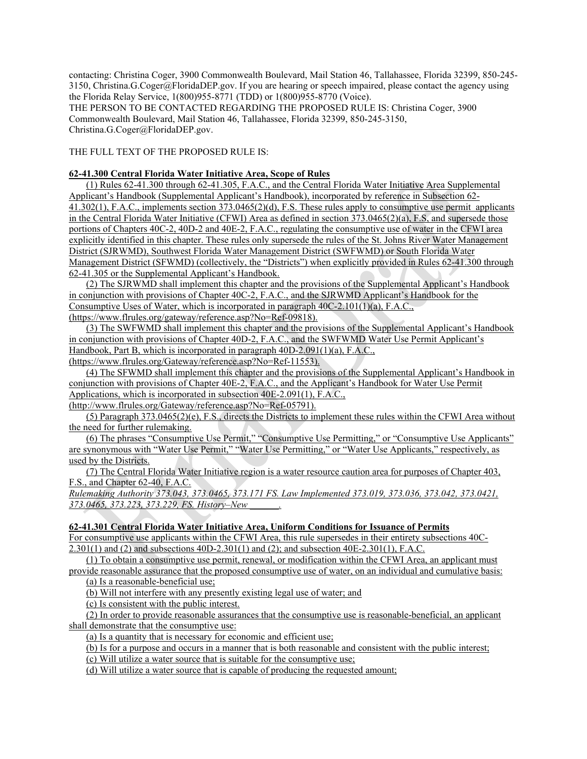contacting: Christina Coger, 3900 Commonwealth Boulevard, Mail Station 46, Tallahassee, Florida 32399, 850-245-3150, Christina.G.Coger@FloridaDEP.gov. If you are hearing or speech impaired, please contact the agency using the Florida Relay Service, 1(800)955-8771 (TDD) or 1(800)955-8770 (Voice).

THE PERSON TO BE CONTACTED REGARDING THE PROPOSED RULE IS: Christina Coger, 3900 Commonwealth Boulevard, Mail Station 46, Tallahassee, Florida 32399, 850-245-3150, Christina.G.Coger@FloridaDEP.gov.

THE FULL TEXT OF THE PROPOSED RULE IS:

**62-41.300 Central Florida Water Initiative Area, Scope of Rules**

(1) Rules 62-41.300 through 62-41.305, F.A.C., and the Central Florida Water Initiative Area Supplemental Applicant's Handbook (Supplemental Applicant's Handbook), incorporated by reference in Subsection 62-41.302(1), F.A.C., implements section 373.0465(2)(d), F.S. These rules apply to consumptive use permit applicants in the Central Florida Water Initiative (CFWI) Area as defined in section 373.0465(2)(a), F.S, and supersede those portions of Chapters 40C-2, 40D-2 and 40E-2, F.A.C., regulating the consumptive use of water in the CFWI area explicitly identified in this chapter. These rules only supersede the rules of the St. Johns River Water Management District (SJRWMD), Southwest Florida Water Management District (SWFWMD) or South Florida Water Management District (SFWMD) (collectively, the "Districts") when explicitly provided in Rules 62-41.300 through 62-41.305 or the Supplemental Applicant's Handbook.

(2) The SJRWMD shall implement this chapter and the provisions of the Supplemental Applicant's Handbook in conjunction with provisions of Chapter 40C-2, F.A.C., and the SJRWMD Applicant's Handbook for the Consumptive Uses of Water, which is incorporated in paragraph 40C-2.101(1)(a), F.A.C., (https://www.flrules.org/gateway/reference.asp?No=Ref-09818).

(3) The SWFWMD shall implement this chapter and the provisions of the Supplemental Applicant's Handbook in conjunction with provisions of Chapter 40D-2, F.A.C., and the SWFWMD Water Use Permit Applicant's Handbook, Part B, which is incorporated in paragraph 40D-2.091(1)(a), F.A.C., (https://www.flrules.org/Gateway/reference.asp?No=Ref-11553).

(4) The SFWMD shall implement this chapter and the provisions of the Supplemental Applicant's Handbook in conjunction with provisions of Chapter 40E-2, F.A.C., and the Applicant's Handbook for Water Use Permit Applications, which is incorporated in subsection 40E-2.091(1), F.A.C., (http://www.flrules.org/Gateway/reference.asp?No=Ref-05791).

(5) Paragraph 373.0465(2)(e), F.S., directs the Districts to implement these rules within the CFWI Area without the need for further rulemaking.

(6) The phrases "Consumptive Use Permit," "Consumptive Use Permitting," or "Consumptive Use Applicants" are synonymous with "Water Use Permit," "Water Use Permitting," or "Water Use Applicants," respectively, as used by the Districts.

(7) The Central Florida Water Initiative region is a water resource caution area for purposes of Chapter 403, F.S., and Chapter 62-40, F.A.C.

*Rulemaking Authority 373.043, 373.0465, 373.171 FS. Law Implemented 373.019, 373.036, 373.042, 373.0421, 373.0465, 373.223, 373.229, FS. History–New ______.*

**62-41.301 Central Florida Water Initiative Area, Uniform Conditions for Issuance of Permits**

For consumptive use applicants within the CFWI Area, this rule supersedes in their entirety subsections 40C-2.301(1) and (2) and subsections 40D-2.301(1) and (2); and subsection 40E-2.301(1), F.A.C.

(1) To obtain a consumptive use permit, renewal, or modification within the CFWI Area, an applicant must provide reasonable assurance that the proposed consumptive use of water, on an individual and cumulative basis:

(a) Is a reasonable-beneficial use;

(b) Will not interfere with any presently existing legal use of water; and

(c) Is consistent with the public interest.

(2) In order to provide reasonable assurances that the consumptive use is reasonable-beneficial, an applicant shall demonstrate that the consumptive use:

(a) Is a quantity that is necessary for economic and efficient use;

(b) Is for a purpose and occurs in a manner that is both reasonable and consistent with the public interest;

(c) Will utilize a water source that is suitable for the consumptive use;

(d) Will utilize a water source that is capable of producing the requested amount;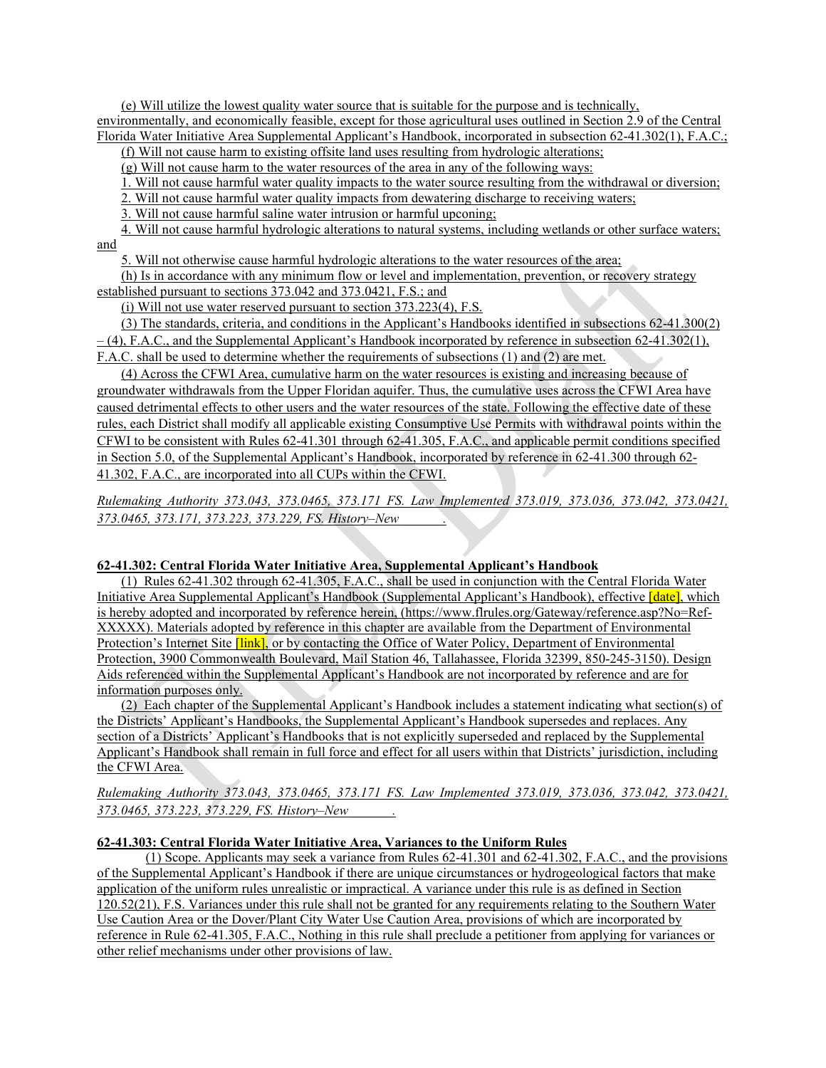(e) Will utilize the lowest quality water source that is suitable for the purpose and is technically, environmentally, and economically feasible, except for those agricultural uses outlined in Section 2.9 of the Central Florida Water Initiative Area Supplemental Applicant's Handbook, incorporated in subsection 62-41.302(1), F.A.C.;

(f) Will not cause harm to existing offsite land uses resulting from hydrologic alterations;

(g) Will not cause harm to the water resources of the area in any of the following ways:

1. Will not cause harmful water quality impacts to the water source resulting from the withdrawal or diversion;

2. Will not cause harmful water quality impacts from dewatering discharge to receiving waters;

3. Will not cause harmful saline water intrusion or harmful upconing;

4. Will not cause harmful hydrologic alterations to natural systems, including wetlands or other surface waters; and

5. Will not otherwise cause harmful hydrologic alterations to the water resources of the area;

(h) Is in accordance with any minimum flow or level and implementation, prevention, or recovery strategy established pursuant to sections 373.042 and 373.0421, F.S.; and

(i) Will not use water reserved pursuant to section 373.223(4), F.S.

(3) The standards, criteria, and conditions in the Applicant's Handbooks identified in subsections 62-41.300(2) – (4), F.A.C., and the Supplemental Applicant's Handbook incorporated by reference in subsection 62-41.302(1), F.A.C. shall be used to determine whether the requirements of subsections (1) and (2) are met.

(4) Across the CFWI Area, cumulative harm on the water resources is existing and increasing because of groundwater withdrawals from the Upper Floridan aquifer. Thus, the cumulative uses across the CFWI Area have caused detrimental effects to other users and the water resources of the state. Following the effective date of these rules, each District shall modify all applicable existing Consumptive Use Permits with withdrawal points within the CFWI to be consistent with Rules 62-41.301 through 62-41.305, F.A.C., and applicable permit conditions specified in Section 5.0, of the Supplemental Applicant's Handbook, incorporated by reference in 62-41.300 through 62-41.302, F.A.C., are incorporated into all CUPs within the CFWI.

*Rulemaking Authority 373.043, 373.0465, 373.171 FS. Law Implemented 373.019, 373.036, 373.042, 373.0421, 373.0465, 373.171, 373.223, 373.229, FS. History–New \_\_\_\_\_\_.*

**62-41.302: Central Florida Water Initiative Area, Supplemental Applicant's Handbook**

(1) Rules 62-41.302 through 62-41.305, F.A.C., shall be used in conjunction with the Central Florida Water Initiative Area Supplemental Applicant's Handbook (Supplemental Applicant's Handbook), effective [date], which is hereby adopted and incorporated by reference herein, (https://www.flrules.org/Gateway/reference.asp?No=Ref-XXXXX). Materials adopted by reference in this chapter are available from the Department of Environmental Protection's Internet Site [link], or by contacting the Office of Water Policy, Department of Environmental Protection, 3900 Commonwealth Boulevard, Mail Station 46, Tallahassee, Florida 32399, 850-245-3150). Design Aids referenced within the Supplemental Applicant's Handbook are not incorporated by reference and are for information purposes only.

(2) Each chapter of the Supplemental Applicant's Handbook includes a statement indicating what section(s) of the Districts' Applicant's Handbooks, the Supplemental Applicant's Handbook supersedes and replaces. Any section of a Districts' Applicant's Handbooks that is not explicitly superseded and replaced by the Supplemental Applicant's Handbook shall remain in full force and effect for all users within that Districts' jurisdiction, including the CFWI Area.

*Rulemaking Authority 373.043, 373.0465, 373.171 FS. Law Implemented 373.019, 373.036, 373.042, 373.0421, 373.0465, 373.223, 373.229, FS. History–New \_\_\_\_\_\_.*

**62-41.303: Central Florida Water Initiative Area, Variances to the Uniform Rules**

(1) Scope. Applicants may seek a variance from Rules 62-41.301 and 62-41.302, F.A.C., and the provisions of the Supplemental Applicant's Handbook if there are unique circumstances or hydrogeological factors that make application of the uniform rules unrealistic or impractical. A variance under this rule is as defined in Section 120.52(21), F.S. Variances under this rule shall not be granted for any requirements relating to the Southern Water Use Caution Area or the Dover/Plant City Water Use Caution Area, provisions of which are incorporated by reference in Rule 62-41.305, F.A.C., Nothing in this rule shall preclude a petitioner from applying for variances or other relief mechanisms under other provisions of law.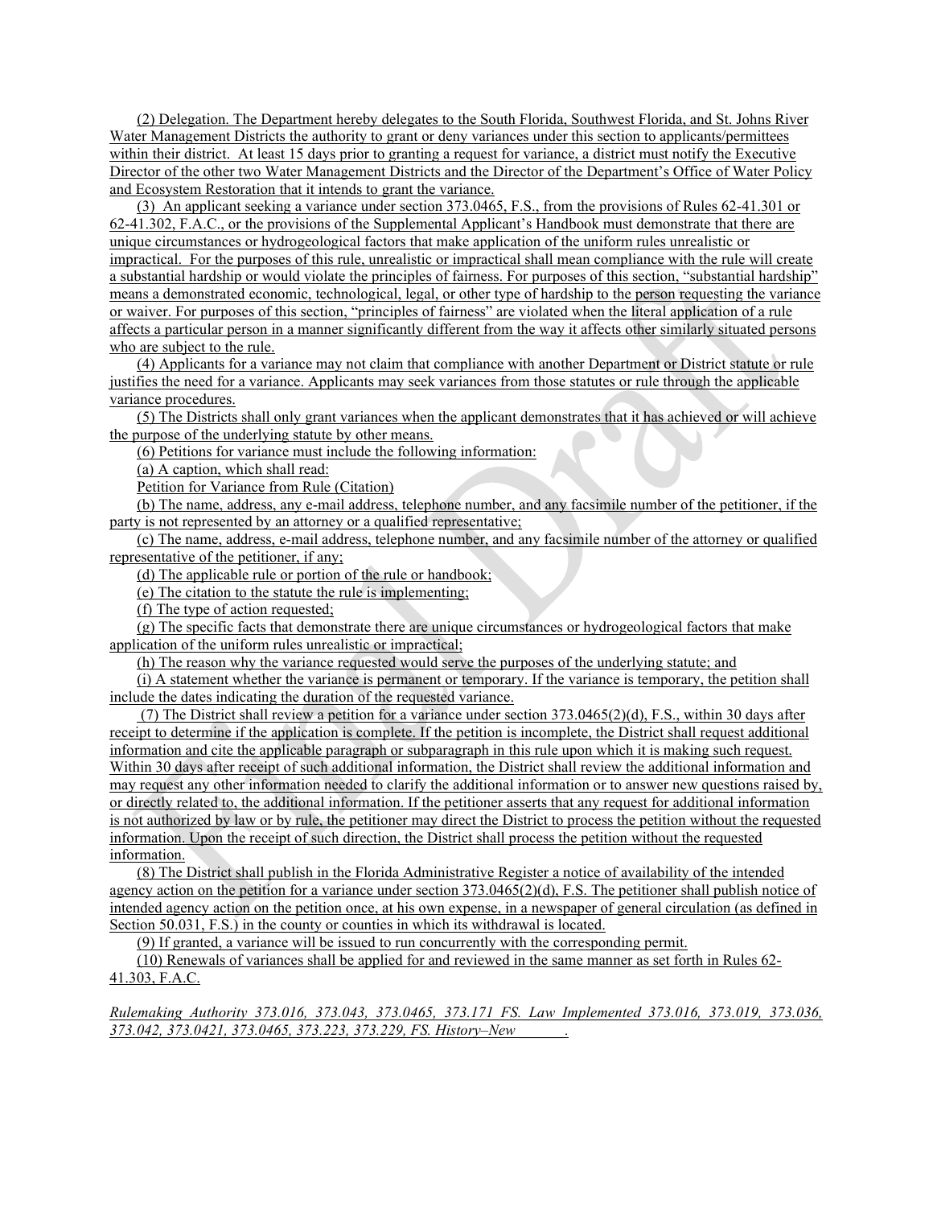(2) Delegation. The Department hereby delegates to the South Florida, Southwest Florida, and St. Johns River Water Management Districts the authority to grant or deny variances under this section to applicants/permittees within their district. At least 15 days prior to granting a request for variance, a district must notify the Executive Director of the other two Water Management Districts and the Director of the Department's Office of Water Policy and Ecosystem Restoration that it intends to grant the variance.

(3) An applicant seeking a variance under section 373.0465, F.S., from the provisions of Rules 62-41.301 or 62-41.302, F.A.C., or the provisions of the Supplemental Applicant's Handbook must demonstrate that there are unique circumstances or hydrogeological factors that make application of the uniform rules unrealistic or impractical. For the purposes of this rule, unrealistic or impractical shall mean compliance with the rule will create a substantial hardship or would violate the principles of fairness. For purposes of this section, "substantial hardship" means a demonstrated economic, technological, legal, or other type of hardship to the person requesting the variance or waiver. For purposes of this section, "principles of fairness" are violated when the literal application of a rule affects a particular person in a manner significantly different from the way it affects other similarly situated persons who are subject to the rule.

(4) Applicants for a variance may not claim that compliance with another Department or District statute or rule justifies the need for a variance. Applicants may seek variances from those statutes or rule through the applicable variance procedures.

(5) The Districts shall only grant variances when the applicant demonstrates that it has achieved or will achieve the purpose of the underlying statute by other means.

(6) Petitions for variance must include the following information:

(a) A caption, which shall read:

Petition for Variance from Rule (Citation)

(b) The name, address, any e-mail address, telephone number, and any facsimile number of the petitioner, if the party is not represented by an attorney or a qualified representative;

(c) The name, address, e-mail address, telephone number, and any facsimile number of the attorney or qualified representative of the petitioner, if any;

(d) The applicable rule or portion of the rule or handbook;

(e) The citation to the statute the rule is implementing;

(f) The type of action requested;

(g) The specific facts that demonstrate there are unique circumstances or hydrogeological factors that make application of the uniform rules unrealistic or impractical;

(h) The reason why the variance requested would serve the purposes of the underlying statute; and

(i) A statement whether the variance is permanent or temporary. If the variance is temporary, the petition shall include the dates indicating the duration of the requested variance.

(7) The District shall review a petition for a variance under section 373.0465(2)(d), F.S., within 30 days after receipt to determine if the application is complete. If the petition is incomplete, the District shall request additional information and cite the applicable paragraph or subparagraph in this rule upon which it is making such request. Within 30 days after receipt of such additional information, the District shall review the additional information and may request any other information needed to clarify the additional information or to answer new questions raised by, or directly related to, the additional information. If the petitioner asserts that any request for additional information is not authorized by law or by rule, the petitioner may direct the District to process the petition without the requested information. Upon the receipt of such direction, the District shall process the petition without the requested information.

(8) The District shall publish in the Florida Administrative Register a notice of availability of the intended agency action on the petition for a variance under section 373.0465(2)(d), F.S. The petitioner shall publish notice of intended agency action on the petition once, at his own expense, in a newspaper of general circulation (as defined in Section 50.031, F.S.) in the county or counties in which its withdrawal is located.

(9) If granted, a variance will be issued to run concurrently with the corresponding permit.

(10) Renewals of variances shall be applied for and reviewed in the same manner as set forth in Rules 62-41.303, F.A.C.

*Rulemaking Authority 373.016, 373.043, 373.0465, 373.171 FS. Law Implemented 373.016, 373.019, 373.036, 373.042, 373.0421, 373.0465, 373.223, 373.229, FS. History–New \_\_\_\_\_\_.*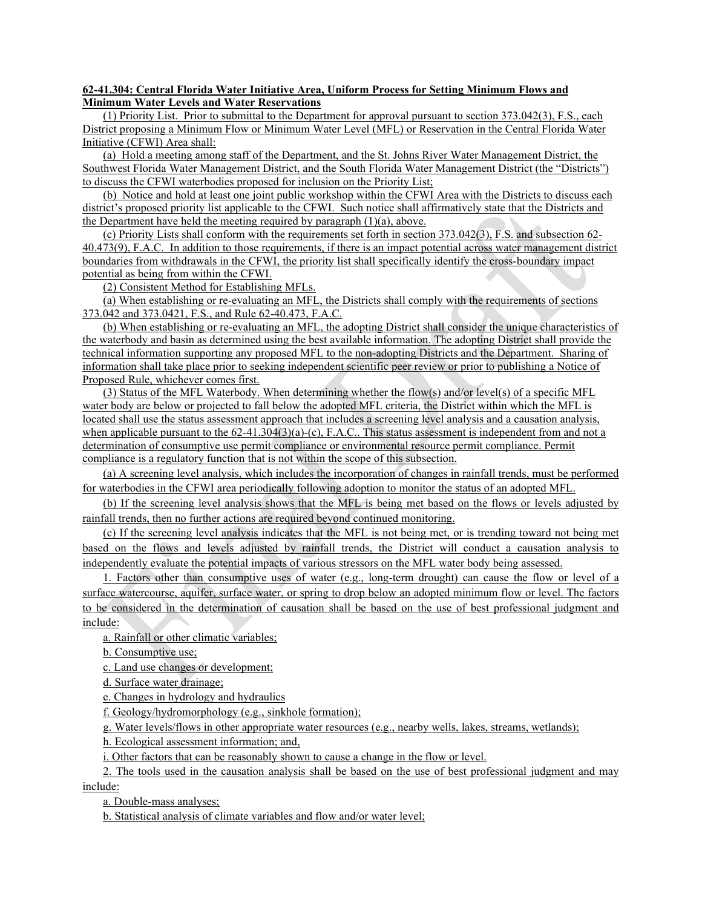**62-41.304: Central Florida Water Initiative Area, Uniform Process for Setting Minimum Flows and Minimum Water Levels and Water Reservations**

(1) Priority List. Prior to submittal to the Department for approval pursuant to section 373.042(3), F.S., each District proposing a Minimum Flow or Minimum Water Level (MFL) or Reservation in the Central Florida Water Initiative (CFWI) Area shall:

(a) Hold a meeting among staff of the Department, and the St. Johns River Water Management District, the Southwest Florida Water Management District, and the South Florida Water Management District (the "Districts") to discuss the CFWI waterbodies proposed for inclusion on the Priority List;

(b) Notice and hold at least one joint public workshop within the CFWI Area with the Districts to discuss each district's proposed priority list applicable to the CFWI. Such notice shall affirmatively state that the Districts and the Department have held the meeting required by paragraph (1)(a), above.

(c) Priority Lists shall conform with the requirements set forth in section 373.042(3), F.S. and subsection 62-40.473(9), F.A.C. In addition to those requirements, if there is an impact potential across water management district boundaries from withdrawals in the CFWI, the priority list shall specifically identify the cross-boundary impact potential as being from within the CFWI.

(2) Consistent Method for Establishing MFLs.

(a) When establishing or re-evaluating an MFL, the Districts shall comply with the requirements of sections 373.042 and 373.0421, F.S., and Rule 62-40.473, F.A.C.

(b) When establishing or re-evaluating an MFL, the adopting District shall consider the unique characteristics of the waterbody and basin as determined using the best available information. The adopting District shall provide the technical information supporting any proposed MFL to the non-adopting Districts and the Department. Sharing of information shall take place prior to seeking independent scientific peer review or prior to publishing a Notice of Proposed Rule, whichever comes first.

(3) Status of the MFL Waterbody. When determining whether the flow(s) and/or level(s) of a specific MFL water body are below or projected to fall below the adopted MFL criteria, the District within which the MFL is located shall use the status assessment approach that includes a screening level analysis and a causation analysis, when applicable pursuant to the 62-41.304(3)(a)-(c), F.A.C.. This status assessment is independent from and not a determination of consumptive use permit compliance or environmental resource permit compliance. Permit compliance is a regulatory function that is not within the scope of this subsection.

(a) A screening level analysis, which includes the incorporation of changes in rainfall trends, must be performed for waterbodies in the CFWI area periodically following adoption to monitor the status of an adopted MFL.

(b) If the screening level analysis shows that the MFL is being met based on the flows or levels adjusted by rainfall trends, then no further actions are required beyond continued monitoring.

(c) If the screening level analysis indicates that the MFL is not being met, or is trending toward not being met based on the flows and levels adjusted by rainfall trends, the District will conduct a causation analysis to independently evaluate the potential impacts of various stressors on the MFL water body being assessed.

1. Factors other than consumptive uses of water (e.g., long-term drought) can cause the flow or level of a surface watercourse, aquifer, surface water, or spring to drop below an adopted minimum flow or level. The factors to be considered in the determination of causation shall be based on the use of best professional judgment and include:

a. Rainfall or other climatic variables;

b. Consumptive use;

c. Land use changes or development;

d. Surface water drainage;

e. Changes in hydrology and hydraulics

f. Geology/hydromorphology (e.g., sinkhole formation);

g. Water levels/flows in other appropriate water resources (e.g., nearby wells, lakes, streams, wetlands);

h. Ecological assessment information; and,

i. Other factors that can be reasonably shown to cause a change in the flow or level.

2. The tools used in the causation analysis shall be based on the use of best professional judgment and may include:

a. Double-mass analyses;

b. Statistical analysis of climate variables and flow and/or water level;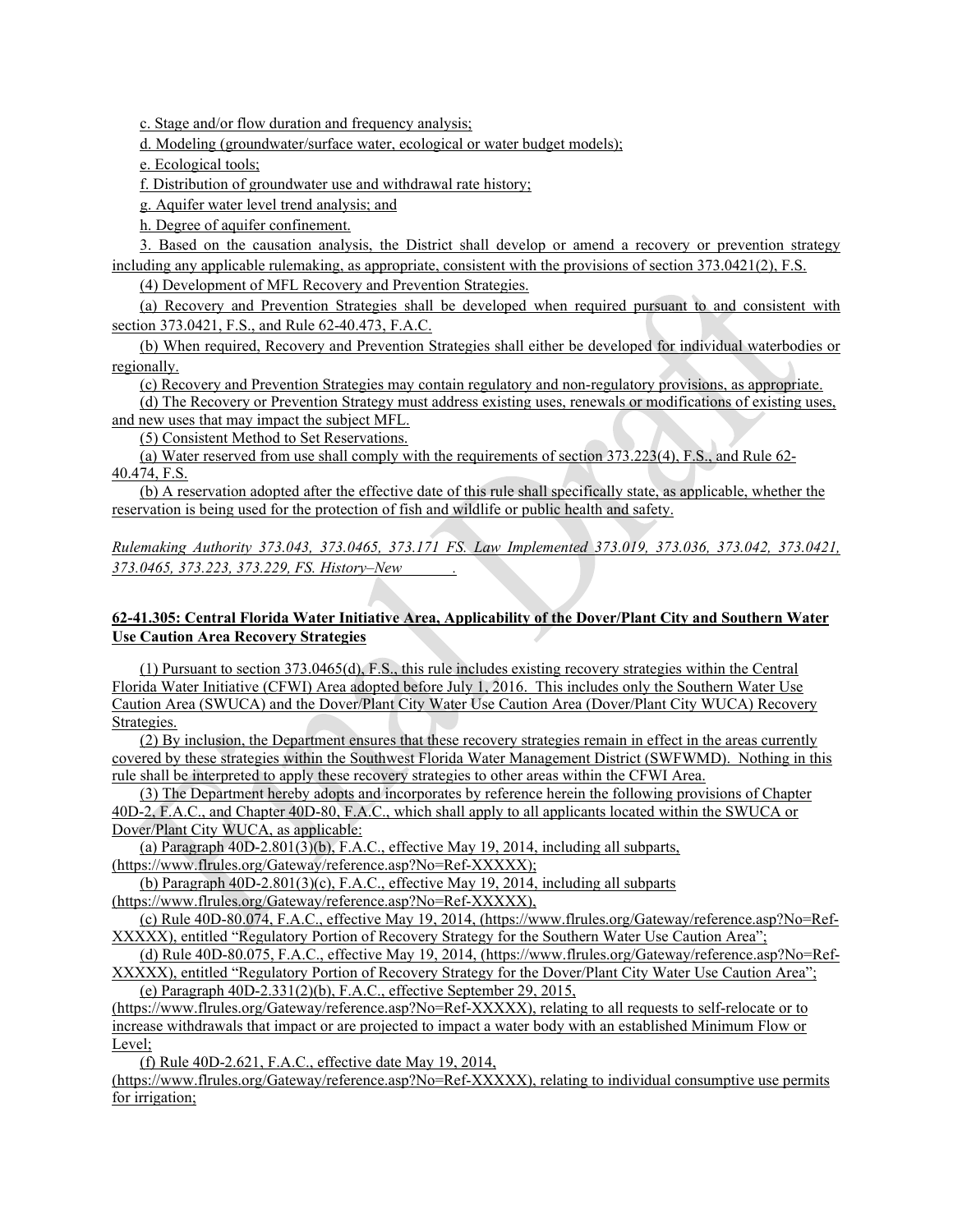c. Stage and/or flow duration and frequency analysis;

d. Modeling (groundwater/surface water, ecological or water budget models);

e. Ecological tools;

f. Distribution of groundwater use and withdrawal rate history;

g. Aquifer water level trend analysis; and

h. Degree of aquifer confinement.

3. Based on the causation analysis, the District shall develop or amend a recovery or prevention strategy including any applicable rulemaking, as appropriate, consistent with the provisions of section 373.0421(2), F.S.

(4) Development of MFL Recovery and Prevention Strategies.

(a) Recovery and Prevention Strategies shall be developed when required pursuant to and consistent with section 373.0421, F.S., and Rule 62-40.473, F.A.C.

(b) When required, Recovery and Prevention Strategies shall either be developed for individual waterbodies or regionally.

(c) Recovery and Prevention Strategies may contain regulatory and non-regulatory provisions, as appropriate.

(d) The Recovery or Prevention Strategy must address existing uses, renewals or modifications of existing uses, and new uses that may impact the subject MFL.

(5) Consistent Method to Set Reservations.

(a) Water reserved from use shall comply with the requirements of section 373.223(4), F.S., and Rule 62-40.474, F.S.

(b) A reservation adopted after the effective date of this rule shall specifically state, as applicable, whether the reservation is being used for the protection of fish and wildlife or public health and safety.

*Rulemaking Authority 373.043, 373.0465, 373.171 FS. Law Implemented 373.019, 373.036, 373.042, 373.0421, 373.0465, 373.223, 373.229, FS. History–New .*

**62-41.305: Central Florida Water Initiative Area, Applicability of the Dover/Plant City and Southern Water Use Caution Area Recovery Strategies**

(1) Pursuant to section 373.0465(d), F.S., this rule includes existing recovery strategies within the Central Florida Water Initiative (CFWI) Area adopted before July 1, 2016. This includes only the Southern Water Use Caution Area (SWUCA) and the Dover/Plant City Water Use Caution Area (Dover/Plant City WUCA) Recovery Strategies.

(2) By inclusion, the Department ensures that these recovery strategies remain in effect in the areas currently covered by these strategies within the Southwest Florida Water Management District (SWFWMD). Nothing in this rule shall be interpreted to apply these recovery strategies to other areas within the CFWI Area.

(3) The Department hereby adopts and incorporates by reference herein the following provisions of Chapter 40D-2, F.A.C., and Chapter 40D-80, F.A.C., which shall apply to all applicants located within the SWUCA or Dover/Plant City WUCA, as applicable:

(a) Paragraph 40D-2.801(3)(b), F.A.C., effective May 19, 2014, including all subparts, (https://www.flrules.org/Gateway/reference.asp?No=Ref-XXXXX);

(b) Paragraph 40D-2.801(3)(c), F.A.C., effective May 19, 2014, including all subparts (https://www.flrules.org/Gateway/reference.asp?No=Ref-XXXXX),

(c) Rule 40D-80.074, F.A.C., effective May 19, 2014, (https://www.flrules.org/Gateway/reference.asp?No=Ref-XXXXX), entitled "Regulatory Portion of Recovery Strategy for the Southern Water Use Caution Area";

(d) Rule 40D-80.075, F.A.C., effective May 19, 2014, (https://www.flrules.org/Gateway/reference.asp?No=Ref-XXXXX), entitled "Regulatory Portion of Recovery Strategy for the Dover/Plant City Water Use Caution Area";

(e) Paragraph 40D-2.331(2)(b), F.A.C., effective September 29, 2015, (https://www.flrules.org/Gateway/reference.asp?No=Ref-XXXXX), relating to all requests to self-relocate or to increase withdrawals that impact or are projected to impact a water body with an established Minimum Flow or Level;

(f) Rule 40D-2.621, F.A.C., effective date May 19, 2014, (https://www.flrules.org/Gateway/reference.asp?No=Ref-XXXXX), relating to individual consumptive use permits for irrigation;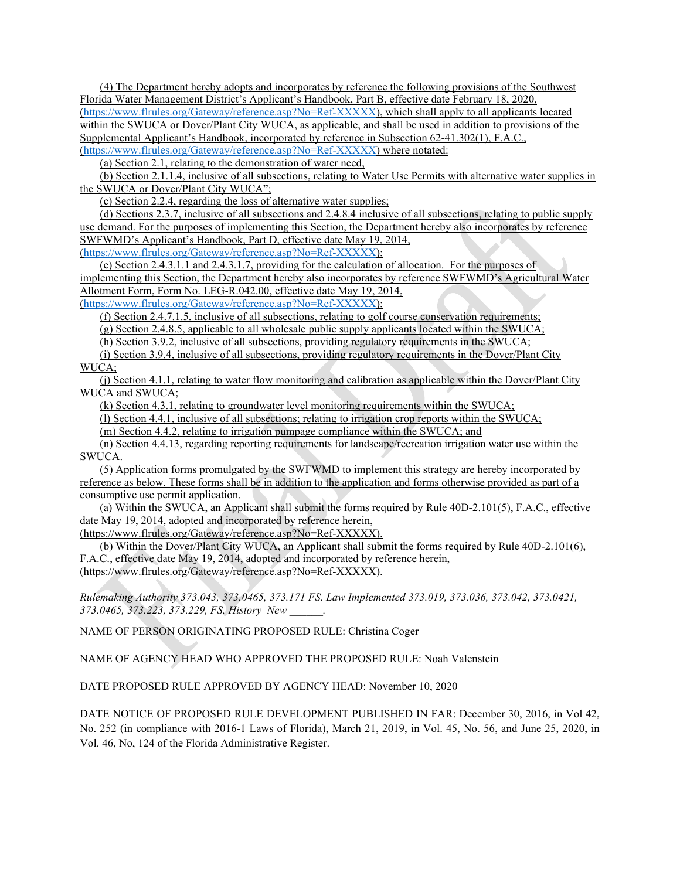(4) The Department hereby adopts and incorporates by reference the following provisions of the Southwest Florida Water Management District's Applicant's Handbook, Part B, effective date February 18, 2020, (https://www.flrules.org/Gateway/reference.asp?No=Ref-XXXXX), which shall apply to all applicants located within the SWUCA or Dover/Plant City WUCA, as applicable, and shall be used in addition to provisions of the Supplemental Applicant's Handbook, incorporated by reference in Subsection 62-41.302(1), F.A.C., (https://www.flrules.org/Gateway/reference.asp?No=Ref-XXXXX) where notated:

(a) Section 2.1, relating to the demonstration of water need,

(b) Section 2.1.1.4, inclusive of all subsections, relating to Water Use Permits with alternative water supplies in the SWUCA or Dover/Plant City WUCA";

(c) Section 2.2.4, regarding the loss of alternative water supplies;

(d) Sections 2.3.7, inclusive of all subsections and 2.4.8.4 inclusive of all subsections, relating to public supply use demand. For the purposes of implementing this Section, the Department hereby also incorporates by reference SWFWMD's Applicant's Handbook, Part D, effective date May 19, 2014, (https://www.flrules.org/Gateway/reference.asp?No=Ref-XXXXX);

(e) Section 2.4.3.1.1 and 2.4.3.1.7, providing for the calculation of allocation. For the purposes of implementing this Section, the Department hereby also incorporates by reference SWFWMD's Agricultural Water Allotment Form, Form No. LEG-R.042.00, effective date May 19, 2014, (https://www.flrules.org/Gateway/reference.asp?No=Ref-XXXXX);

(f) Section 2.4.7.1.5, inclusive of all subsections, relating to golf course conservation requirements;

(g) Section 2.4.8.5, applicable to all wholesale public supply applicants located within the SWUCA;

(h) Section 3.9.2, inclusive of all subsections, providing regulatory requirements in the SWUCA;

(i) Section 3.9.4, inclusive of all subsections, providing regulatory requirements in the Dover/Plant City WUCA;

(j) Section 4.1.1, relating to water flow monitoring and calibration as applicable within the Dover/Plant City WUCA and SWUCA;

(k) Section 4.3.1, relating to groundwater level monitoring requirements within the SWUCA;

(l) Section 4.4.1, inclusive of all subsections; relating to irrigation crop reports within the SWUCA;

(m) Section 4.4.2, relating to irrigation pumpage compliance within the SWUCA; and

(n) Section 4.4.13, regarding reporting requirements for landscape/recreation irrigation water use within the SWUCA.

(5) Application forms promulgated by the SWFWMD to implement this strategy are hereby incorporated by reference as below. These forms shall be in addition to the application and forms otherwise provided as part of a consumptive use permit application.

(a) Within the SWUCA, an Applicant shall submit the forms required by Rule 40D-2.101(5), F.A.C., effective date May 19, 2014, adopted and incorporated by reference herein, (https://www.flrules.org/Gateway/reference.asp?No=Ref-XXXXX).

(b) Within the Dover/Plant City WUCA, an Applicant shall submit the forms required by Rule 40D-2.101(6), F.A.C., effective date May 19, 2014, adopted and incorporated by reference herein, (https://www.flrules.org/Gateway/reference.asp?No=Ref-XXXXX).

*Rulemaking Authority 373.043, 373.0465, 373.171 FS. Law Implemented 373.019, 373.036, 373.042, 373.0421, 373.0465, 373.223, 373.229, FS. History–New ______.*

NAME OF PERSON ORIGINATING PROPOSED RULE: Christina Coger

NAME OF AGENCY HEAD WHO APPROVED THE PROPOSED RULE: Noah Valenstein

DATE PROPOSED RULE APPROVED BY AGENCY HEAD: November 10, 2020

DATE NOTICE OF PROPOSED RULE DEVELOPMENT PUBLISHED IN FAR: December 30, 2016, in Vol 42, No. 252 (in compliance with 2016-1 Laws of Florida), March 21, 2019, in Vol. 45, No. 56, and June 25, 2020, in Vol. 46, No, 124 of the Florida Administrative Register.